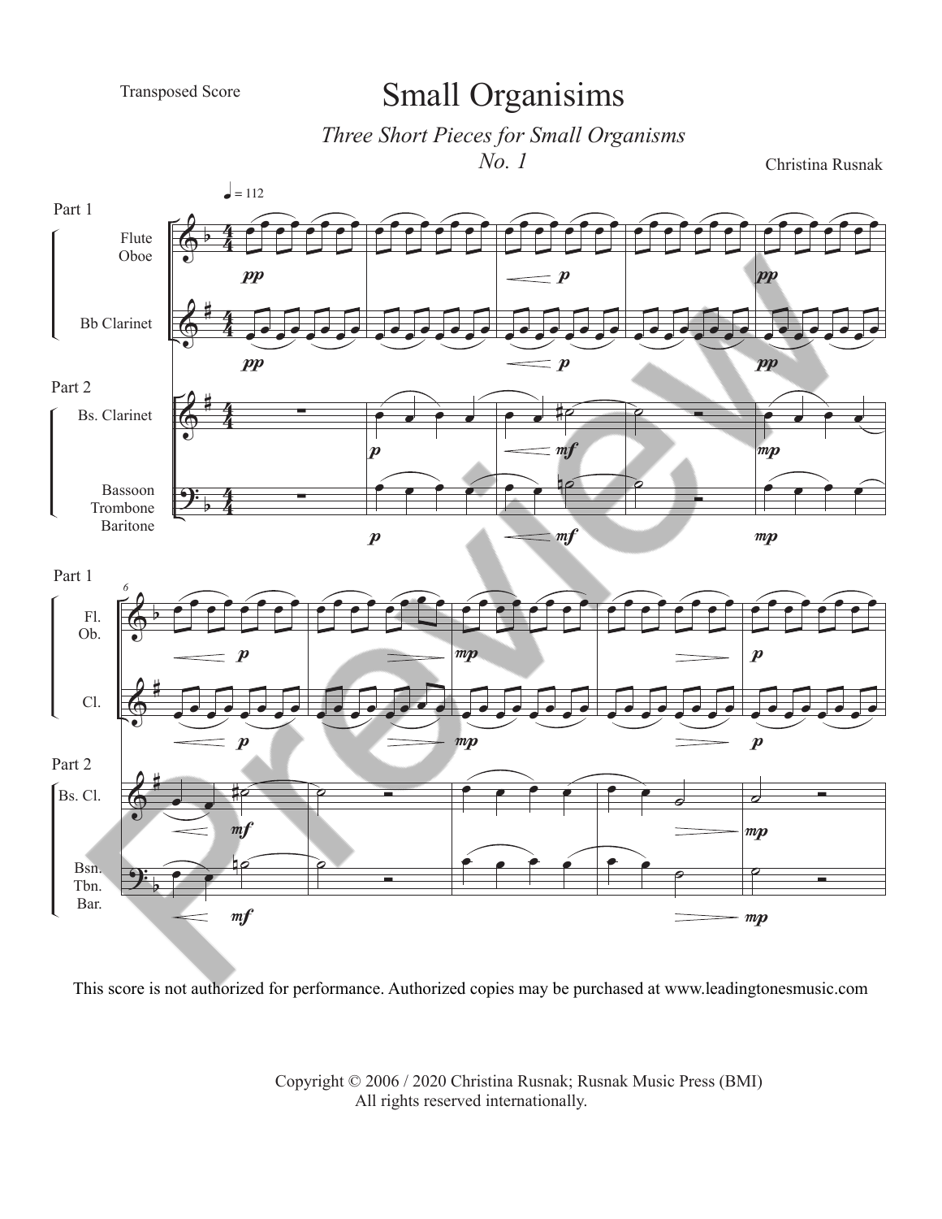Transposed Score

# Small Organisims

*Three Short Pieces for Small Organisms*
*No. 1*

Christina Rusnak

This score is not authorized for performance. Authorized copies may be purchased at www.leadingtonesmusic.com

Copyright © 2006 / 2020 Christina Rusnak; Rusnak Music Press (BMI)
All rights reserved internationally.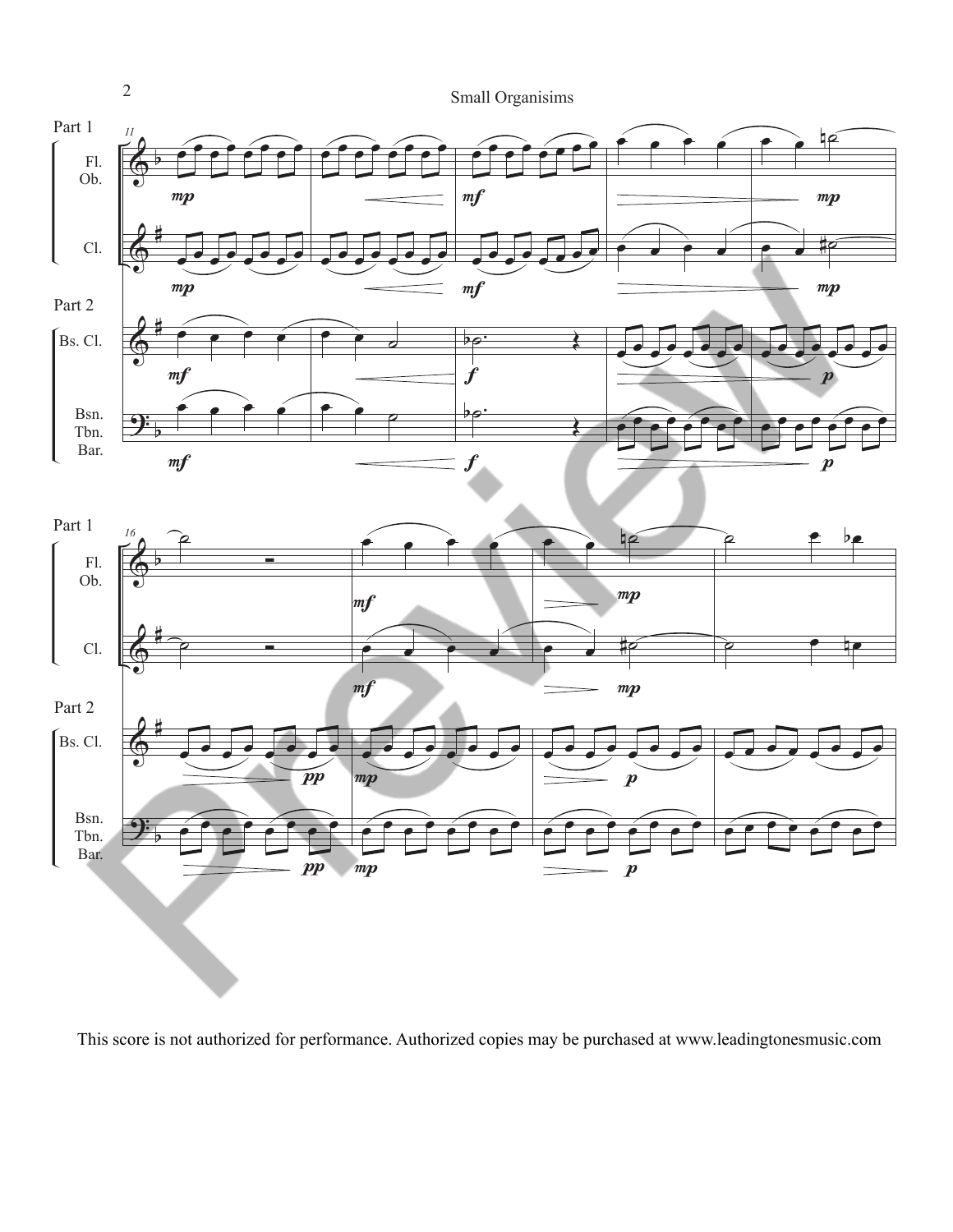This score is not authorized for performance. Authorized copies may be purchased at www.leadingtonesmusic.com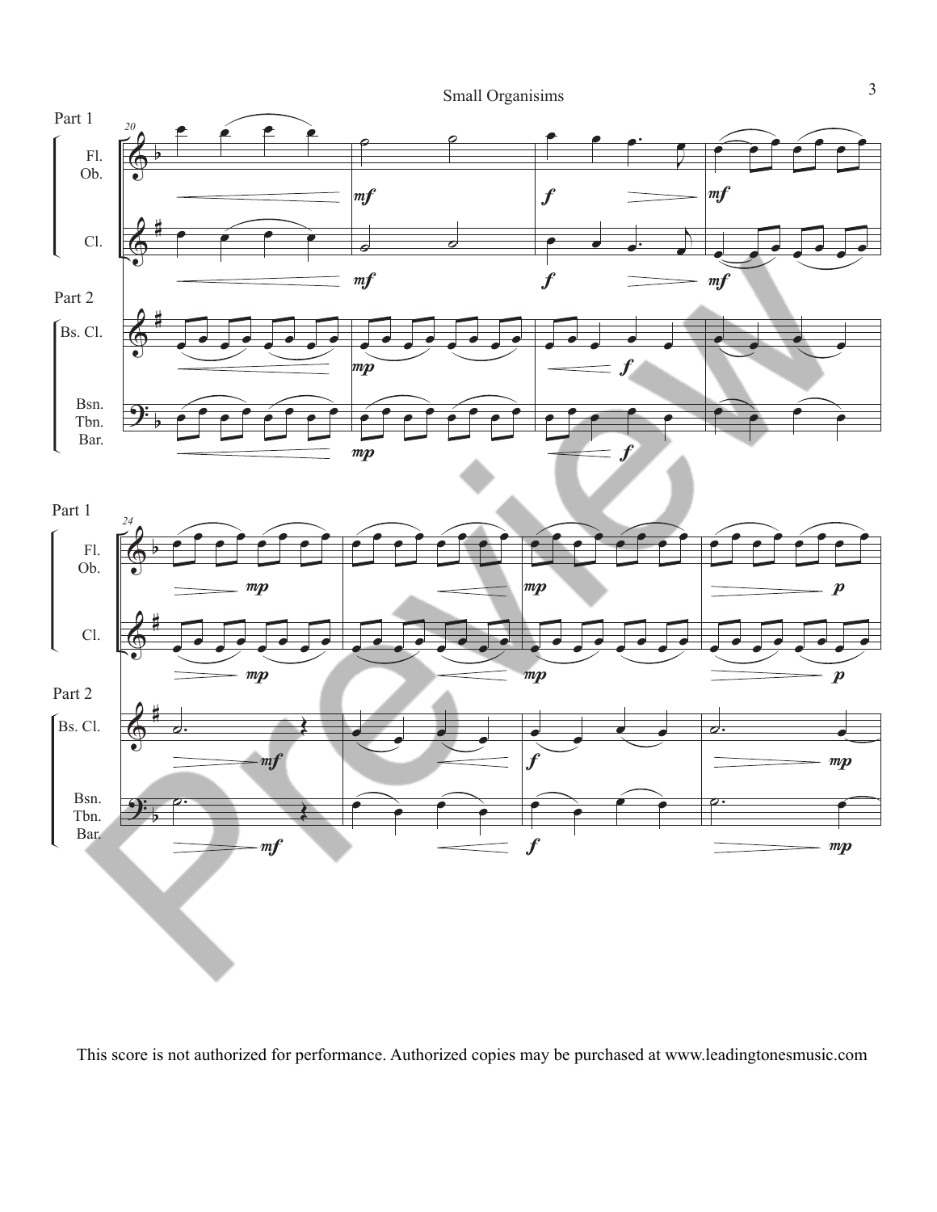This score is not authorized for performance. Authorized copies may be purchased at www.leadingtonesmusic.com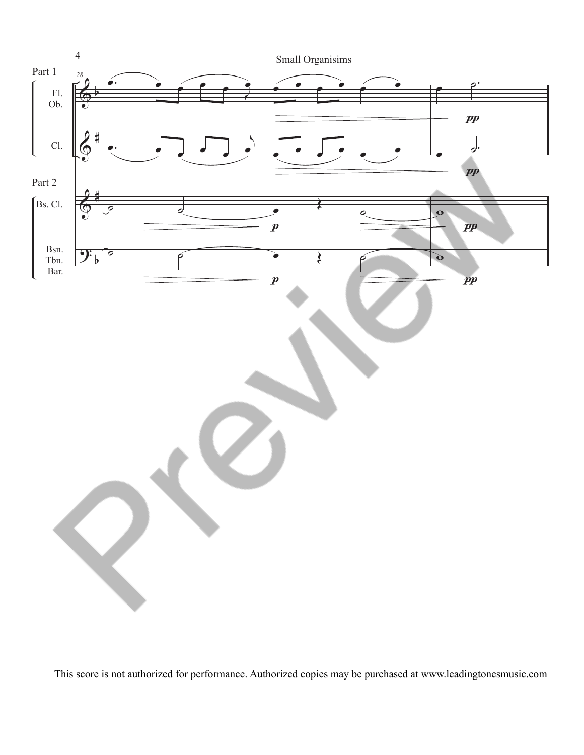Part 1

Fl.
Ob.

Cl.

Part 2

Bs. Cl.

Bsn.
Tbn.
Bar.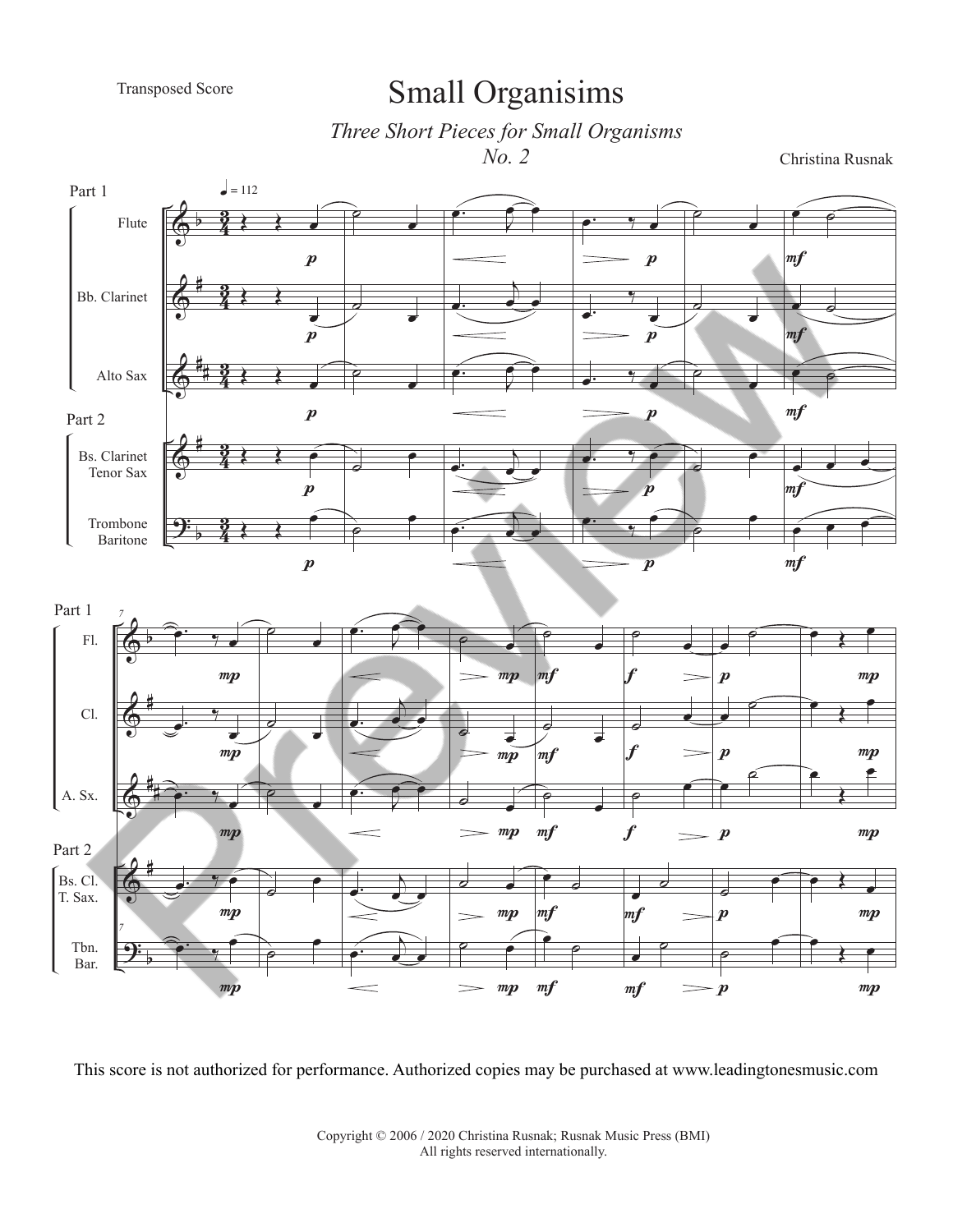Transposed Score

# Small Organisims

*Three Short Pieces for Small Organisms*
*No. 2*

Christina Rusnak

This score is not authorized for performance. Authorized copies may be purchased at www.leadingtonesmusic.com

Copyright © 2006 / 2020 Christina Rusnak; Rusnak Music Press (BMI)
All rights reserved internationally.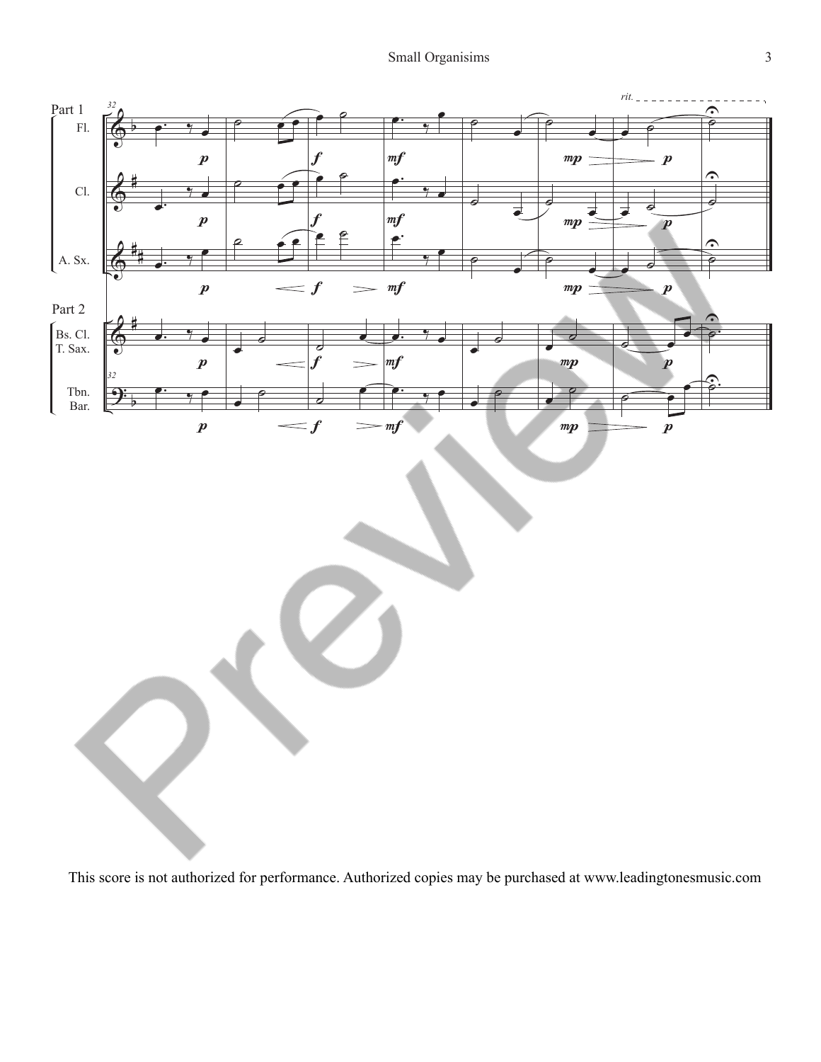This score is not authorized for performance. Authorized copies may be purchased at www.leadingtonesmusic.com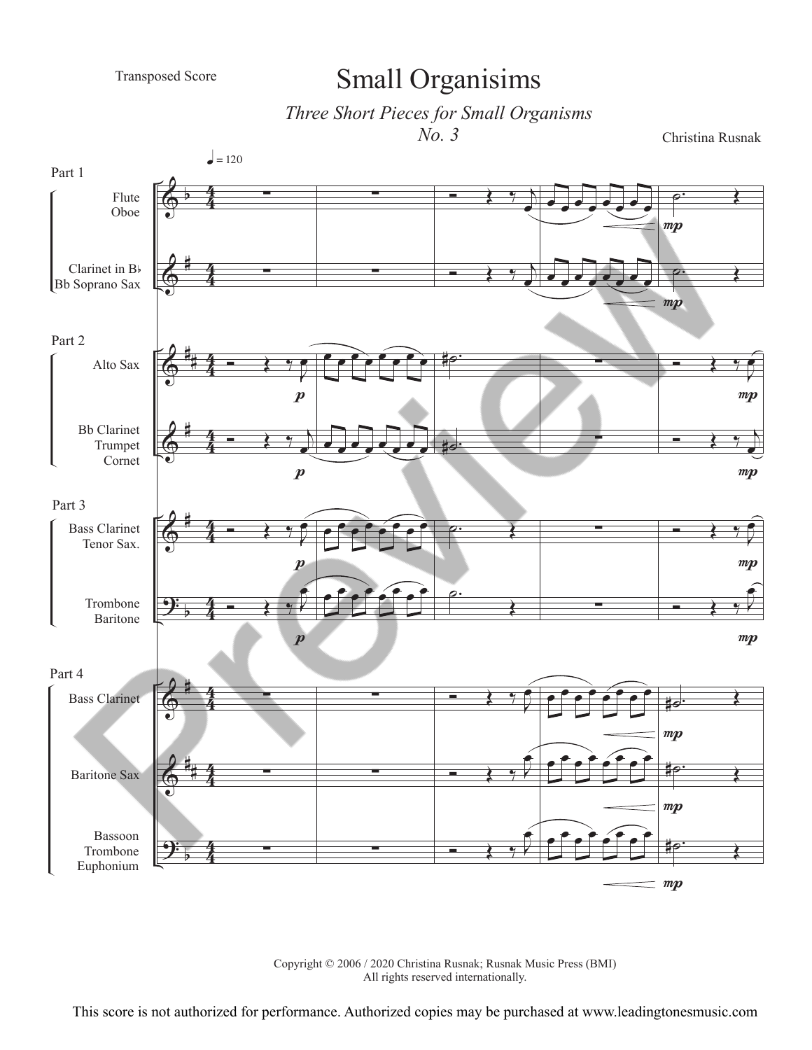Transposed Score

# Small Organisims

*Three Short Pieces for Small Organisms*
*No. 3*

Christina Rusnak

Part 1: Flute, Oboe; Clarinet in B♭, Bb Soprano Sax

Part 2: Alto Sax; Bb Clarinet, Trumpet, Cornet

Part 3: Bass Clarinet, Tenor Sax.; Trombone, Baritone

Part 4: Bass Clarinet; Baritone Sax; Bassoon, Trombone, Euphonium

Copyright © 2006 / 2020 Christina Rusnak; Rusnak Music Press (BMI)
All rights reserved internationally.

This score is not authorized for performance. Authorized copies may be purchased at www.leadingtonesmusic.com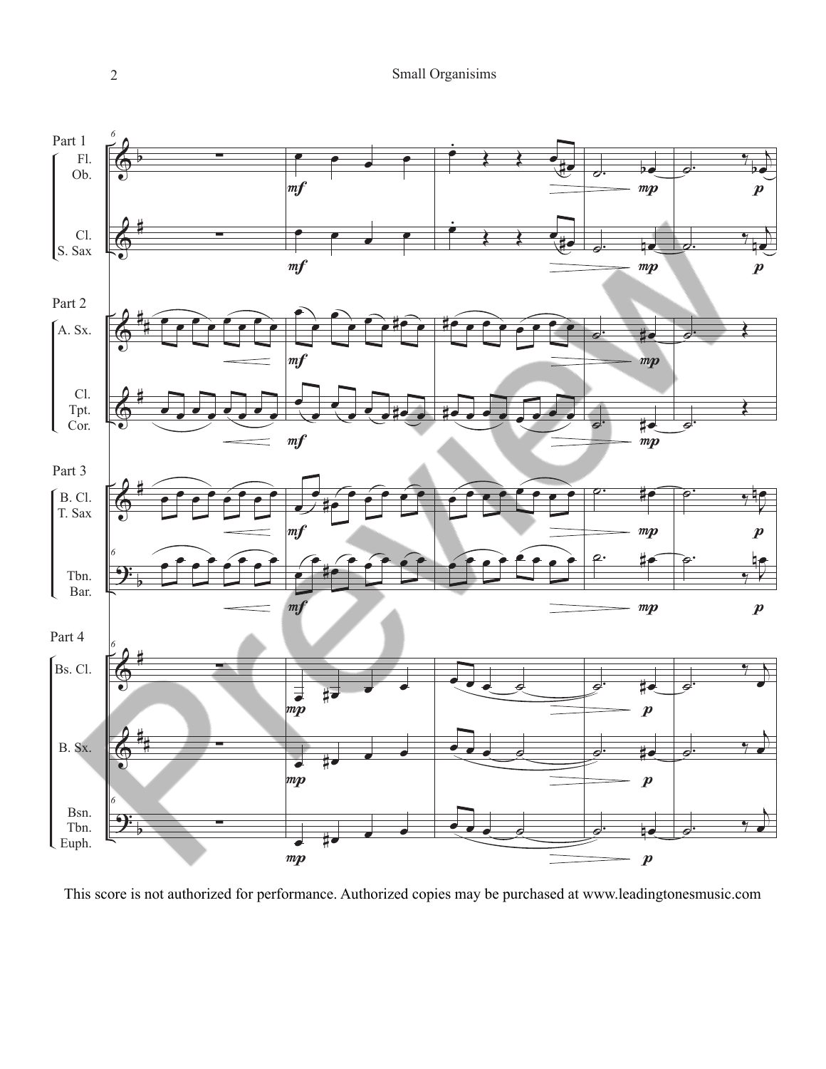This score is not authorized for performance. Authorized copies may be purchased at www.leadingtonesmusic.com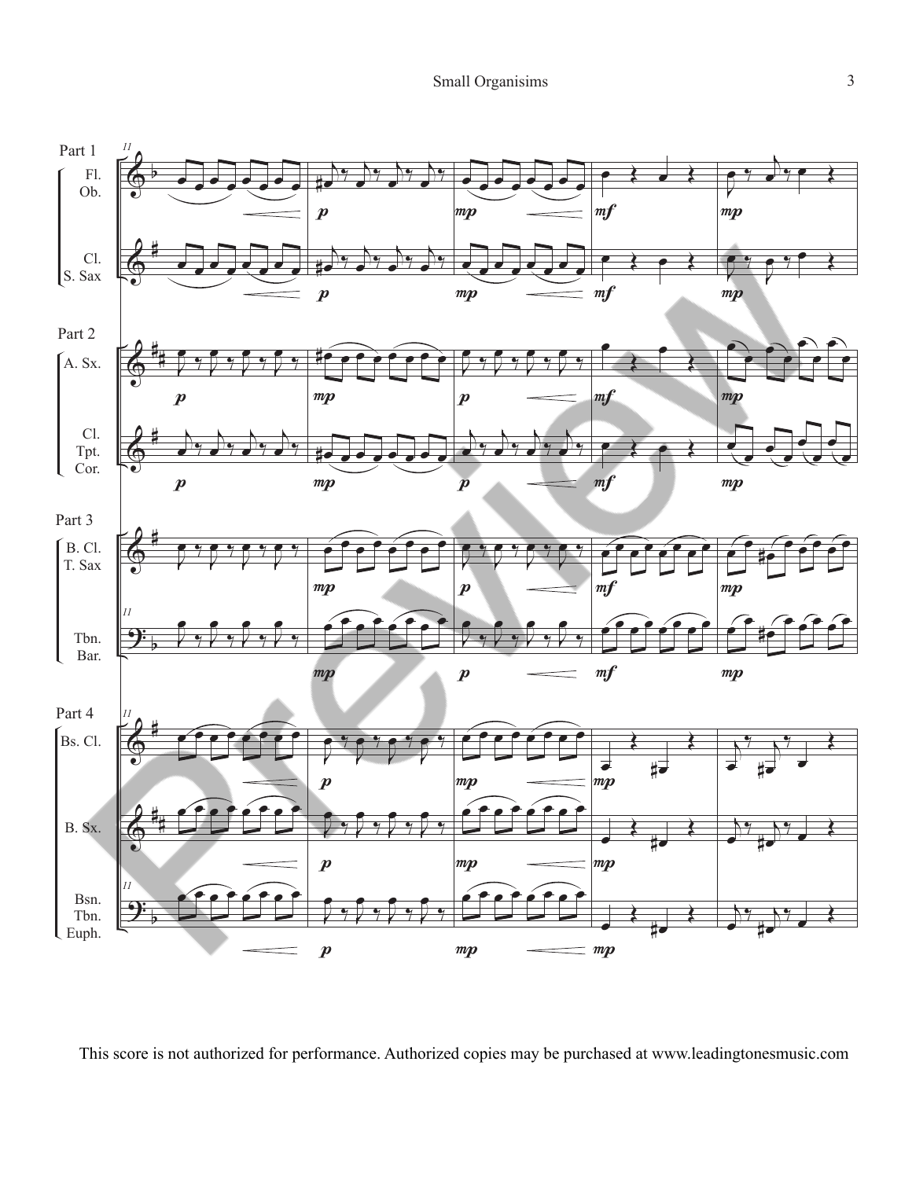This score is not authorized for performance. Authorized copies may be purchased at www.leadingtonesmusic.com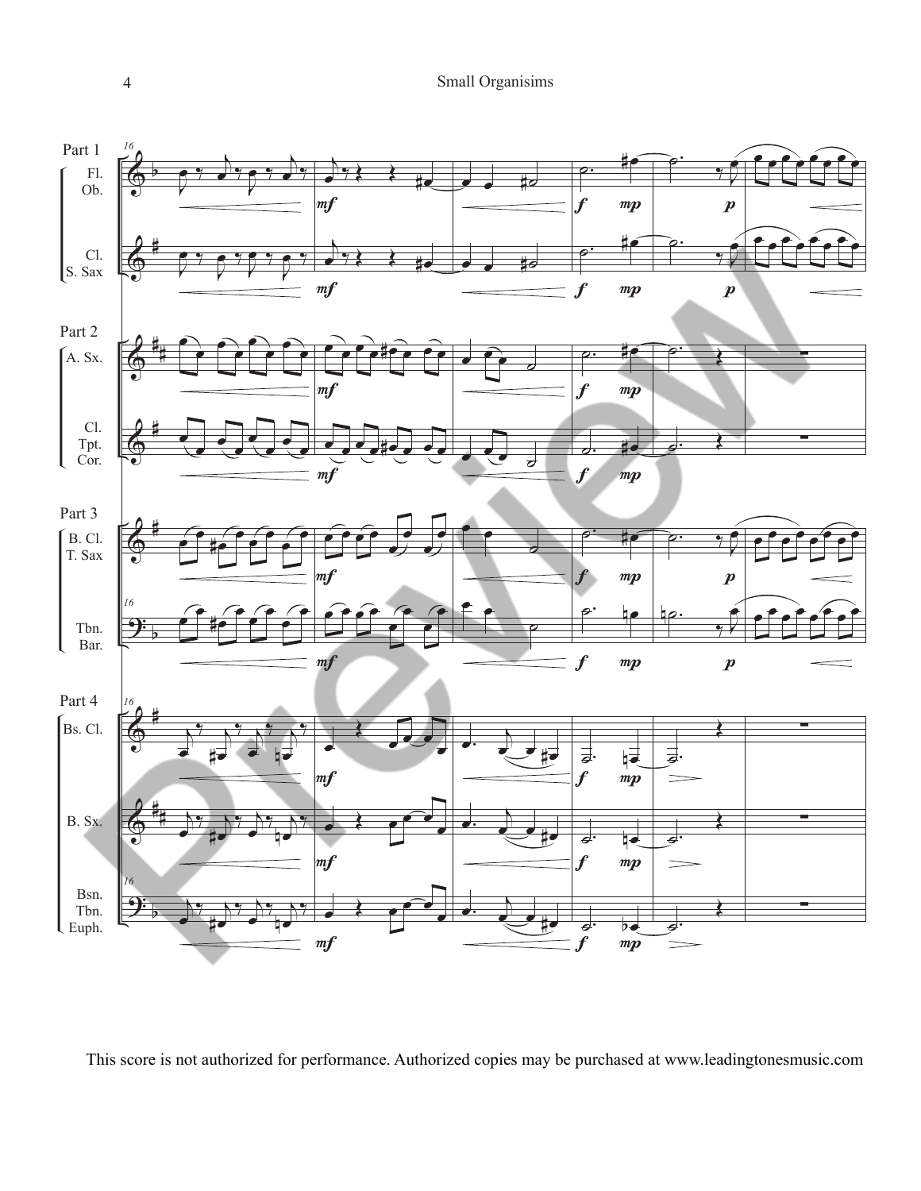This score is not authorized for performance. Authorized copies may be purchased at www.leadingtonesmusic.com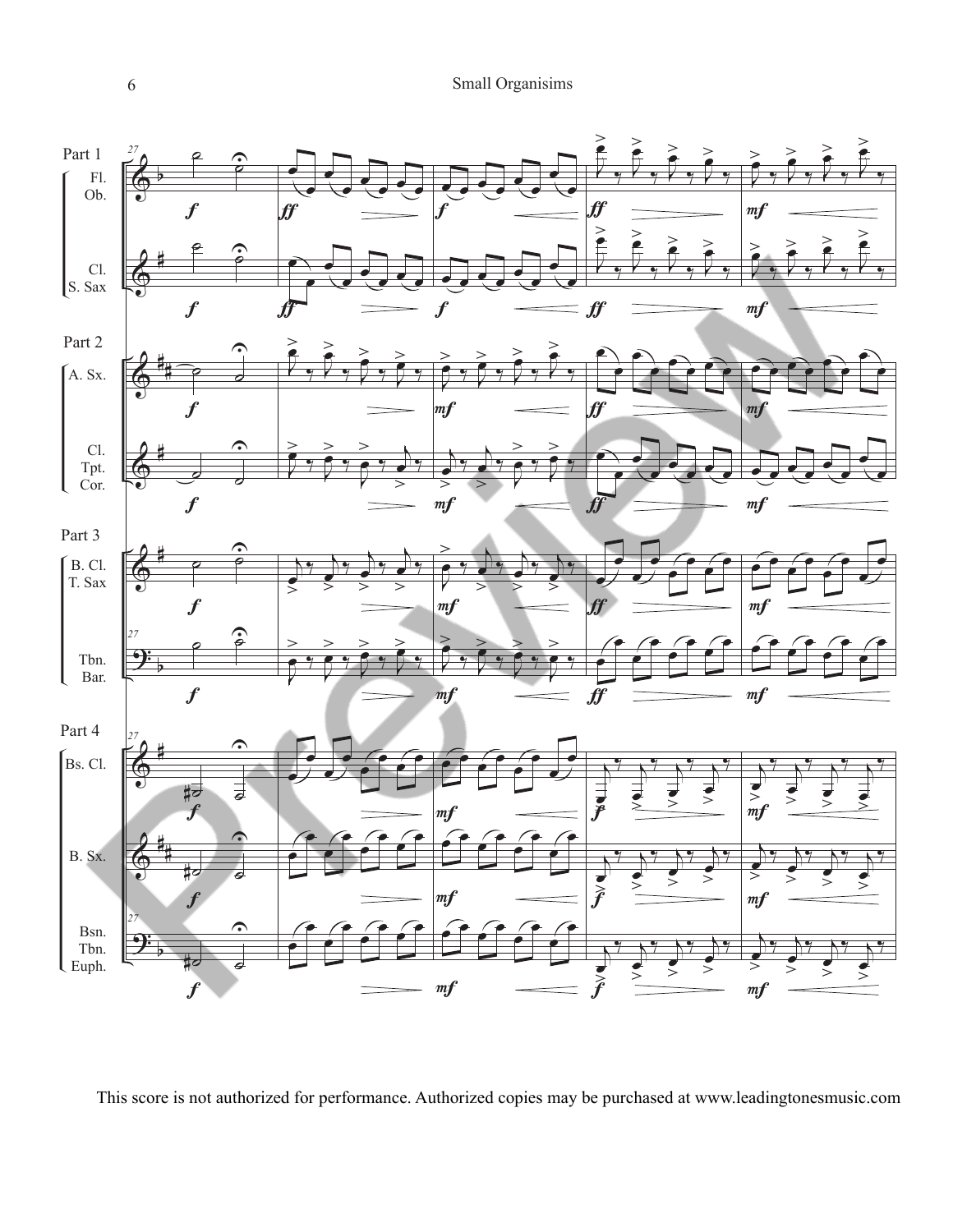Part 1

Fl.
Ob.

Cl.
S. Sax

Part 2

A. Sx.

Cl.
Tpt.
Cor.

Part 3

B. Cl.
T. Sax

Tbn.
Bar.

Part 4

Bs. Cl.

B. Sx.

Bsn.
Tbn.
Euph.

This score is not authorized for performance. Authorized copies may be purchased at www.leadingtonesmusic.com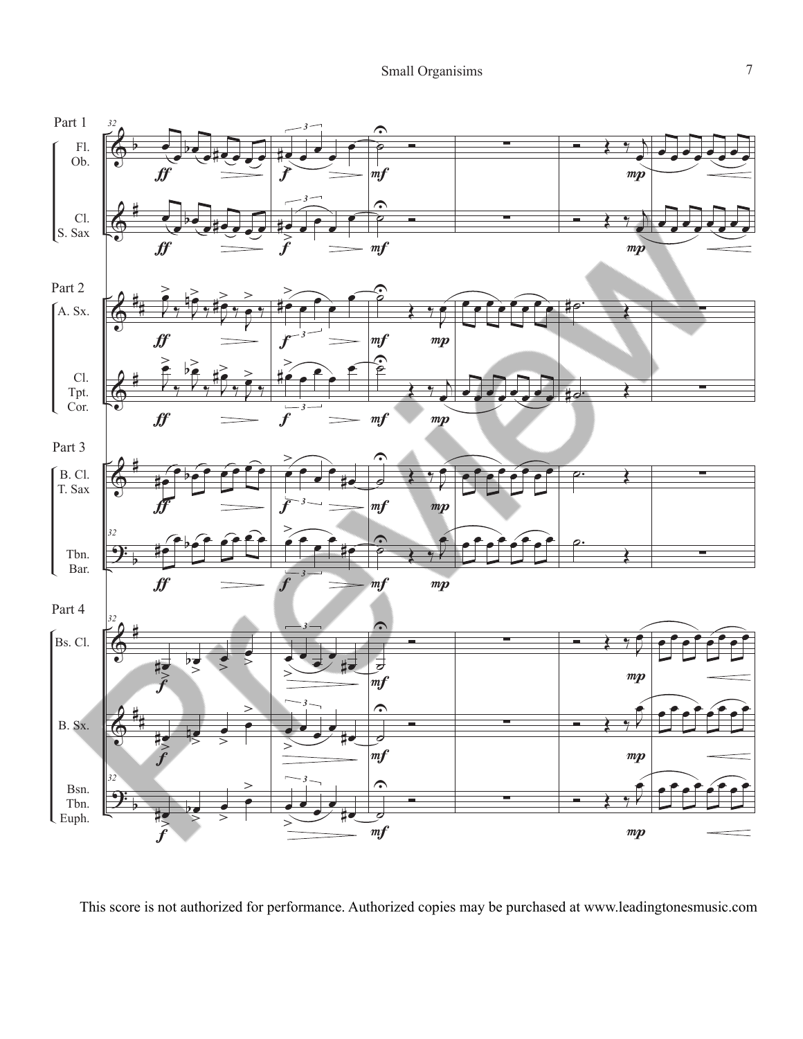This score is not authorized for performance. Authorized copies may be purchased at www.leadingtonesmusic.com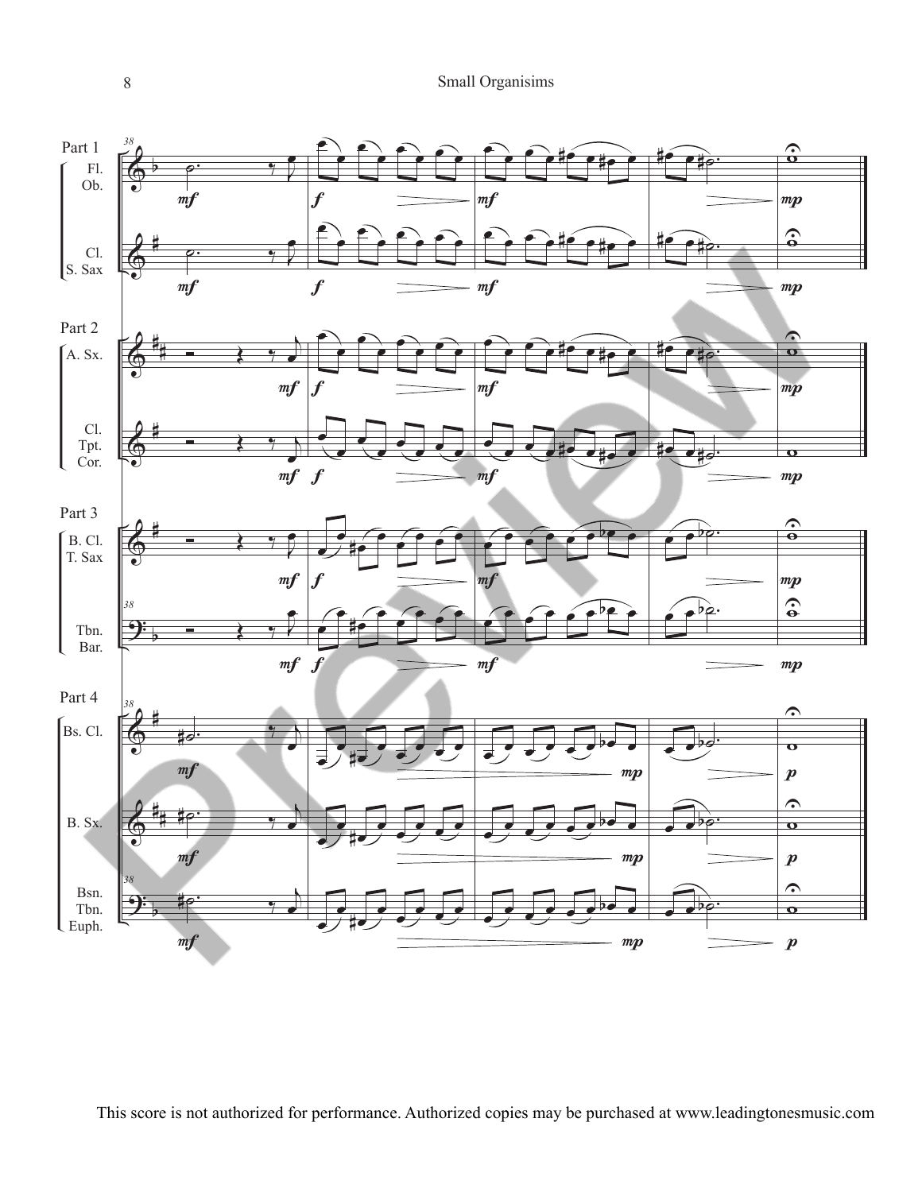This score is not authorized for performance. Authorized copies may be purchased at www.leadingtonesmusic.com